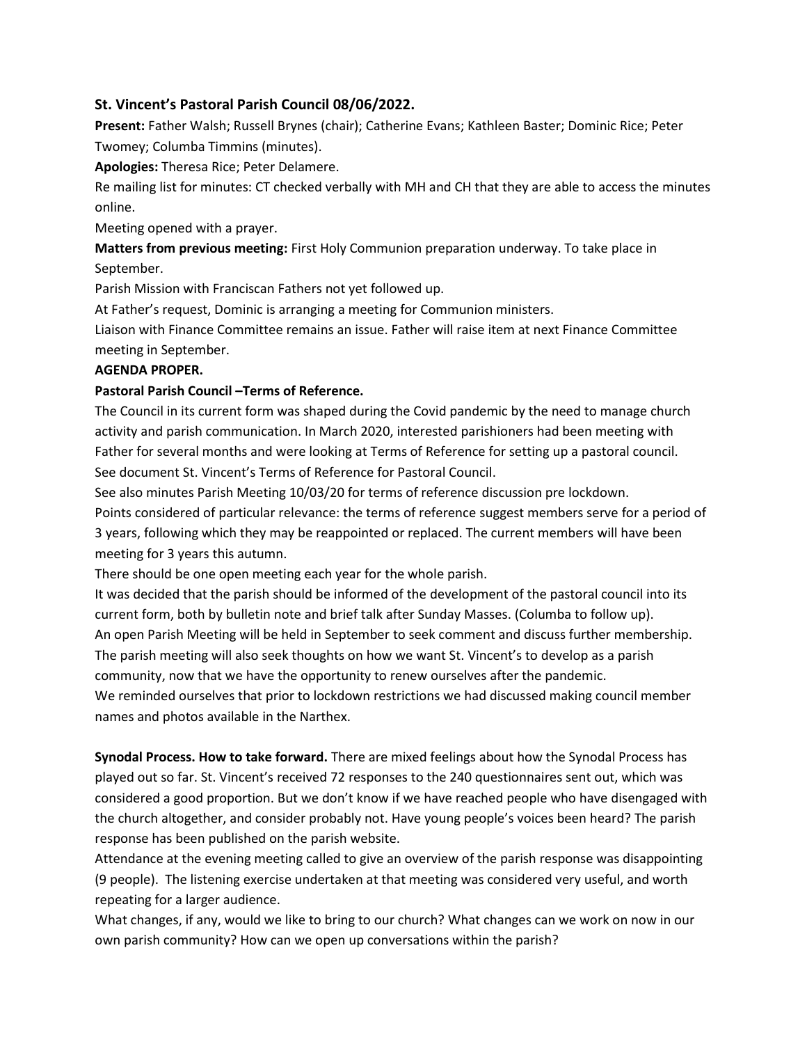## St. Vincent's Pastoral Parish Council 08/06/2022.

**Present:** Father Walsh; Russell Brynes (chair); Catherine Evans; Kathleen Baster; Dominic Rice; Peter Twomey; Columba Timmins (minutes).

**Apologies:** Theresa Rice; Peter Delamere.

Re mailing list for minutes: CT checked verbally with MH and CH that they are able to access the minutes online.

Meeting opened with a prayer.

**Matters from previous meeting:** First Holy Communion preparation underway. To take place in September.

Parish Mission with Franciscan Fathers not yet followed up.

At Father's request, Dominic is arranging a meeting for Communion ministers.

Liaison with Finance Committee remains an issue. Father will raise item at next Finance Committee meeting in September.

**AGENDA PROPER.**

**Pastoral Parish Council –Terms of Reference.**

The Council in its current form was shaped during the Covid pandemic by the need to manage church activity and parish communication. In March 2020, interested parishioners had been meeting with Father for several months and were looking at Terms of Reference for setting up a pastoral council. See document St. Vincent's Terms of Reference for Pastoral Council.

See also minutes Parish Meeting 10/03/20 for terms of reference discussion pre lockdown.

Points considered of particular relevance: the terms of reference suggest members serve for a period of 3 years, following which they may be reappointed or replaced. The current members will have been meeting for 3 years this autumn.

There should be one open meeting each year for the whole parish.

It was decided that the parish should be informed of the development of the pastoral council into its current form, both by bulletin note and brief talk after Sunday Masses. (Columba to follow up).

An open Parish Meeting will be held in September to seek comment and discuss further membership.

The parish meeting will also seek thoughts on how we want St. Vincent's to develop as a parish community, now that we have the opportunity to renew ourselves after the pandemic.

We reminded ourselves that prior to lockdown restrictions we had discussed making council member names and photos available in the Narthex.

**Synodal Process. How to take forward.** There are mixed feelings about how the Synodal Process has played out so far. St. Vincent's received 72 responses to the 240 questionnaires sent out, which was considered a good proportion. But we don't know if we have reached people who have disengaged with the church altogether, and consider probably not. Have young people's voices been heard? The parish response has been published on the parish website.

Attendance at the evening meeting called to give an overview of the parish response was disappointing (9 people). The listening exercise undertaken at that meeting was considered very useful, and worth repeating for a larger audience.

What changes, if any, would we like to bring to our church? What changes can we work on now in our own parish community? How can we open up conversations within the parish?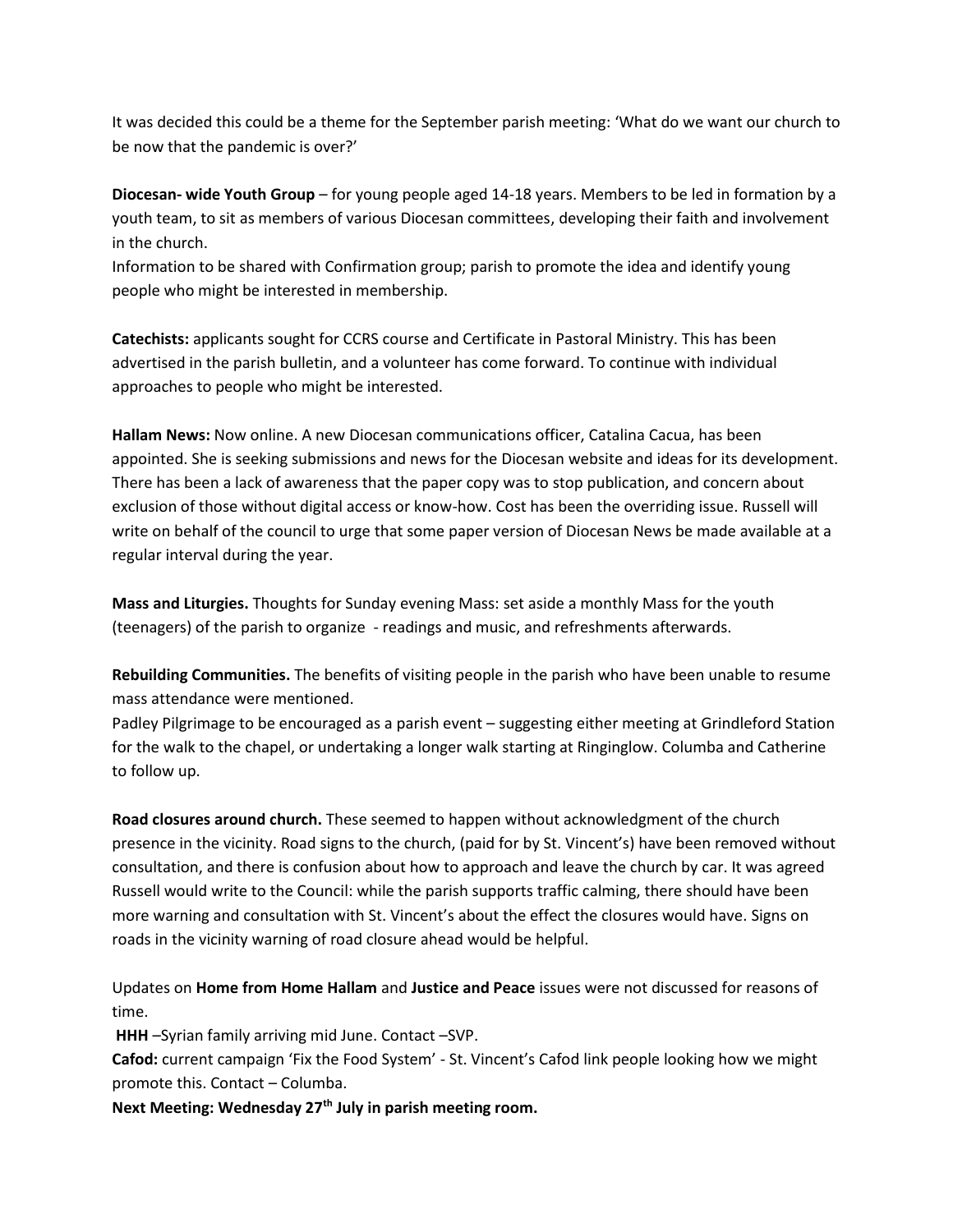It was decided this could be a theme for the September parish meeting: 'What do we want our church to be now that the pandemic is over?'

**Diocesan- wide Youth Group** – for young people aged 14-18 years. Members to be led in formation by a youth team, to sit as members of various Diocesan committees, developing their faith and involvement in the church.
Information to be shared with Confirmation group; parish to promote the idea and identify young people who might be interested in membership.

**Catechists:** applicants sought for CCRS course and Certificate in Pastoral Ministry. This has been advertised in the parish bulletin, and a volunteer has come forward. To continue with individual approaches to people who might be interested.

**Hallam News:** Now online. A new Diocesan communications officer, Catalina Cacua, has been appointed. She is seeking submissions and news for the Diocesan website and ideas for its development. There has been a lack of awareness that the paper copy was to stop publication, and concern about exclusion of those without digital access or know-how. Cost has been the overriding issue. Russell will write on behalf of the council to urge that some paper version of Diocesan News be made available at a regular interval during the year.

**Mass and Liturgies.** Thoughts for Sunday evening Mass: set aside a monthly Mass for the youth (teenagers) of the parish to organize - readings and music, and refreshments afterwards.

**Rebuilding Communities.** The benefits of visiting people in the parish who have been unable to resume mass attendance were mentioned.
Padley Pilgrimage to be encouraged as a parish event – suggesting either meeting at Grindleford Station for the walk to the chapel, or undertaking a longer walk starting at Ringinglow. Columba and Catherine to follow up.

**Road closures around church.** These seemed to happen without acknowledgment of the church presence in the vicinity. Road signs to the church, (paid for by St. Vincent's) have been removed without consultation, and there is confusion about how to approach and leave the church by car. It was agreed Russell would write to the Council: while the parish supports traffic calming, there should have been more warning and consultation with St. Vincent's about the effect the closures would have. Signs on roads in the vicinity warning of road closure ahead would be helpful.

Updates on **Home from Home Hallam** and **Justice and Peace** issues were not discussed for reasons of time.
**HHH** –Syrian family arriving mid June. Contact –SVP.
**Cafod:** current campaign 'Fix the Food System' - St. Vincent's Cafod link people looking how we might promote this. Contact – Columba.
**Next Meeting: Wednesday 27th July in parish meeting room.**